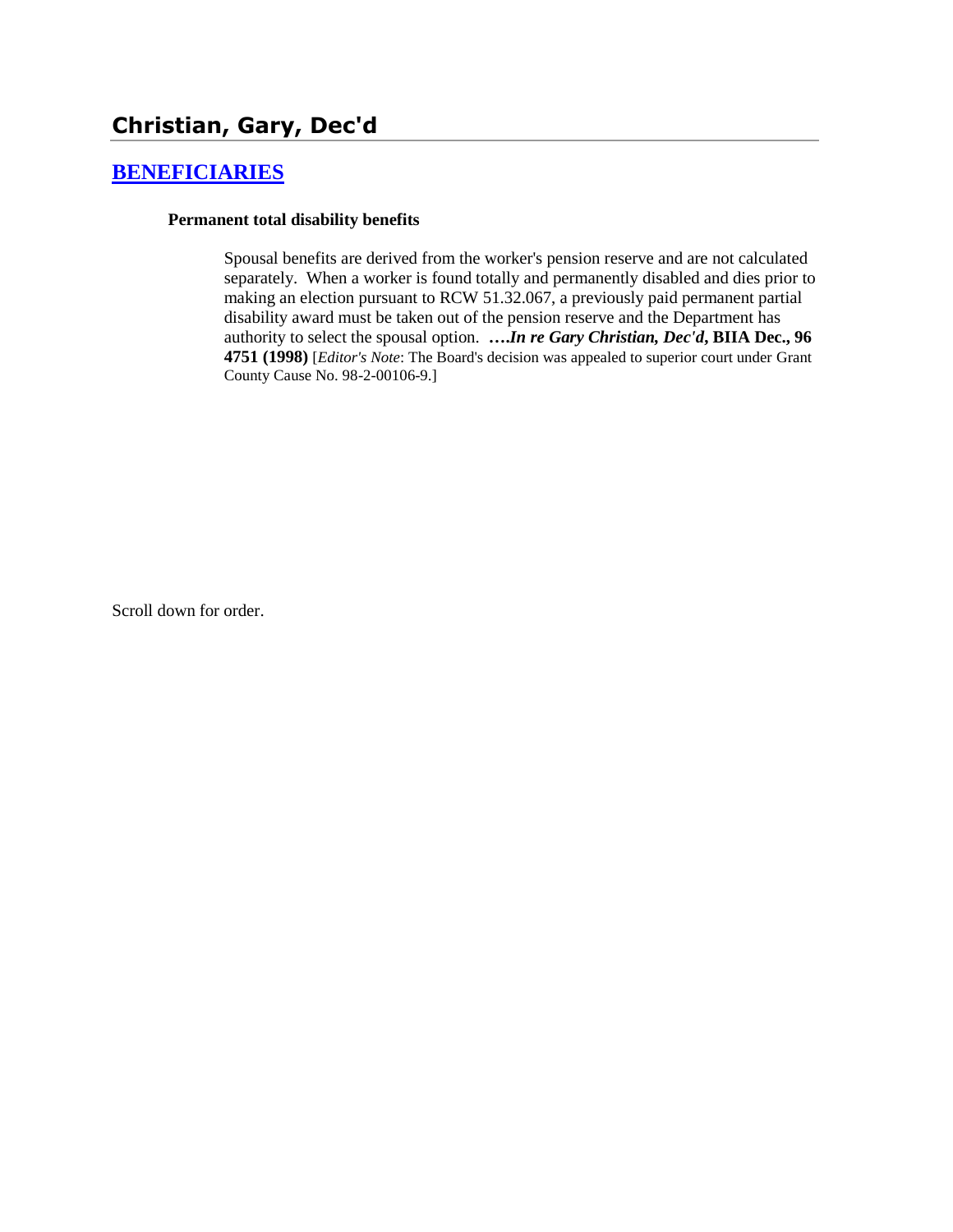# Christian, Gary, Dec'd

## **BENEFICIARIES**

**Permanent total disability benefits**

Spousal benefits are derived from the worker's pension reserve and are not calculated separately. When a worker is found totally and permanently disabled and dies prior to making an election pursuant to RCW 51.32.067, a previously paid permanent partial disability award must be taken out of the pension reserve and the Department has authority to select the spousal option. ***….In re Gary Christian, Dec'd*, BIIA Dec., 96 4751 (1998)** [*Editor's Note*: The Board's decision was appealed to superior court under Grant County Cause No. 98-2-00106-9.]

Scroll down for order.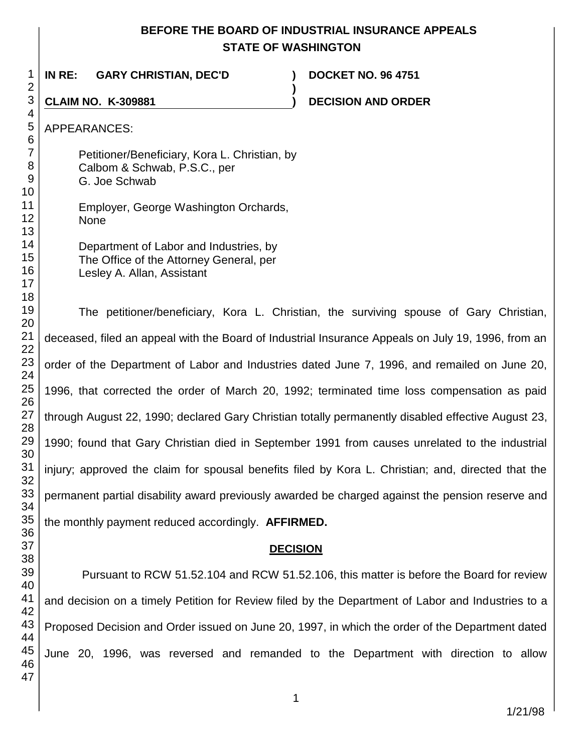# BEFORE THE BOARD OF INDUSTRIAL INSURANCE APPEALS
## STATE OF WASHINGTON

**IN RE: GARY CHRISTIAN, DEC'D** ) **DOCKET NO. 96 4751**
)
**CLAIM NO. K-309881** ) **DECISION AND ORDER**

APPEARANCES:

Petitioner/Beneficiary, Kora L. Christian, by
Calbom & Schwab, P.S.C., per
G. Joe Schwab

Employer, George Washington Orchards,
None

Department of Labor and Industries, by
The Office of the Attorney General, per
Lesley A. Allan, Assistant

The petitioner/beneficiary, Kora L. Christian, the surviving spouse of Gary Christian, deceased, filed an appeal with the Board of Industrial Insurance Appeals on July 19, 1996, from an order of the Department of Labor and Industries dated June 7, 1996, and remailed on June 20, 1996, that corrected the order of March 20, 1992; terminated time loss compensation as paid through August 22, 1990; declared Gary Christian totally permanently disabled effective August 23, 1990; found that Gary Christian died in September 1991 from causes unrelated to the industrial injury; approved the claim for spousal benefits filed by Kora L. Christian; and, directed that the permanent partial disability award previously awarded be charged against the pension reserve and the monthly payment reduced accordingly. **AFFIRMED.**

**DECISION**

Pursuant to RCW 51.52.104 and RCW 51.52.106, this matter is before the Board for review and decision on a timely Petition for Review filed by the Department of Labor and Industries to a Proposed Decision and Order issued on June 20, 1997, in which the order of the Department dated June 20, 1996, was reversed and remanded to the Department with direction to allow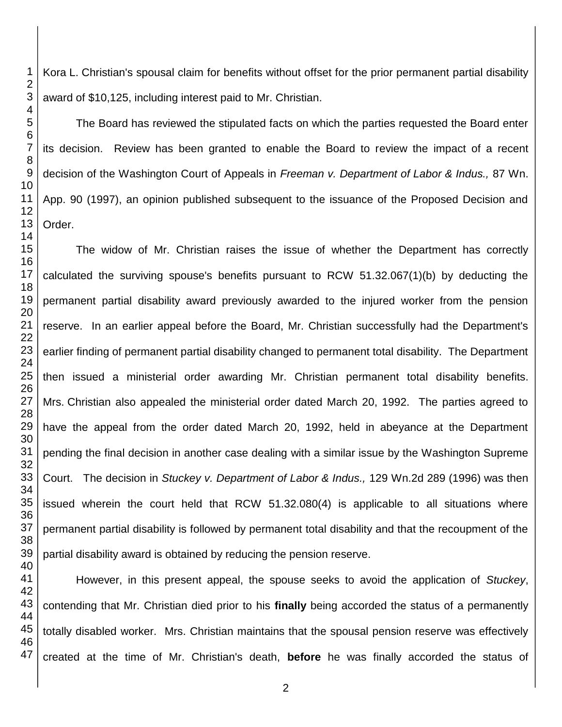Kora L. Christian's spousal claim for benefits without offset for the prior permanent partial disability award of $10,125, including interest paid to Mr. Christian.

The Board has reviewed the stipulated facts on which the parties requested the Board enter its decision. Review has been granted to enable the Board to review the impact of a recent decision of the Washington Court of Appeals in *Freeman v. Department of Labor & Indus.,* 87 Wn. App. 90 (1997), an opinion published subsequent to the issuance of the Proposed Decision and Order.

The widow of Mr. Christian raises the issue of whether the Department has correctly calculated the surviving spouse's benefits pursuant to RCW 51.32.067(1)(b) by deducting the permanent partial disability award previously awarded to the injured worker from the pension reserve. In an earlier appeal before the Board, Mr. Christian successfully had the Department's earlier finding of permanent partial disability changed to permanent total disability. The Department then issued a ministerial order awarding Mr. Christian permanent total disability benefits. Mrs. Christian also appealed the ministerial order dated March 20, 1992. The parties agreed to have the appeal from the order dated March 20, 1992, held in abeyance at the Department pending the final decision in another case dealing with a similar issue by the Washington Supreme Court. The decision in *Stuckey v. Department of Labor & Indus.,* 129 Wn.2d 289 (1996) was then issued wherein the court held that RCW 51.32.080(4) is applicable to all situations where permanent partial disability is followed by permanent total disability and that the recoupment of the partial disability award is obtained by reducing the pension reserve.

However, in this present appeal, the spouse seeks to avoid the application of *Stuckey*, contending that Mr. Christian died prior to his **finally** being accorded the status of a permanently totally disabled worker. Mrs. Christian maintains that the spousal pension reserve was effectively created at the time of Mr. Christian's death, **before** he was finally accorded the status of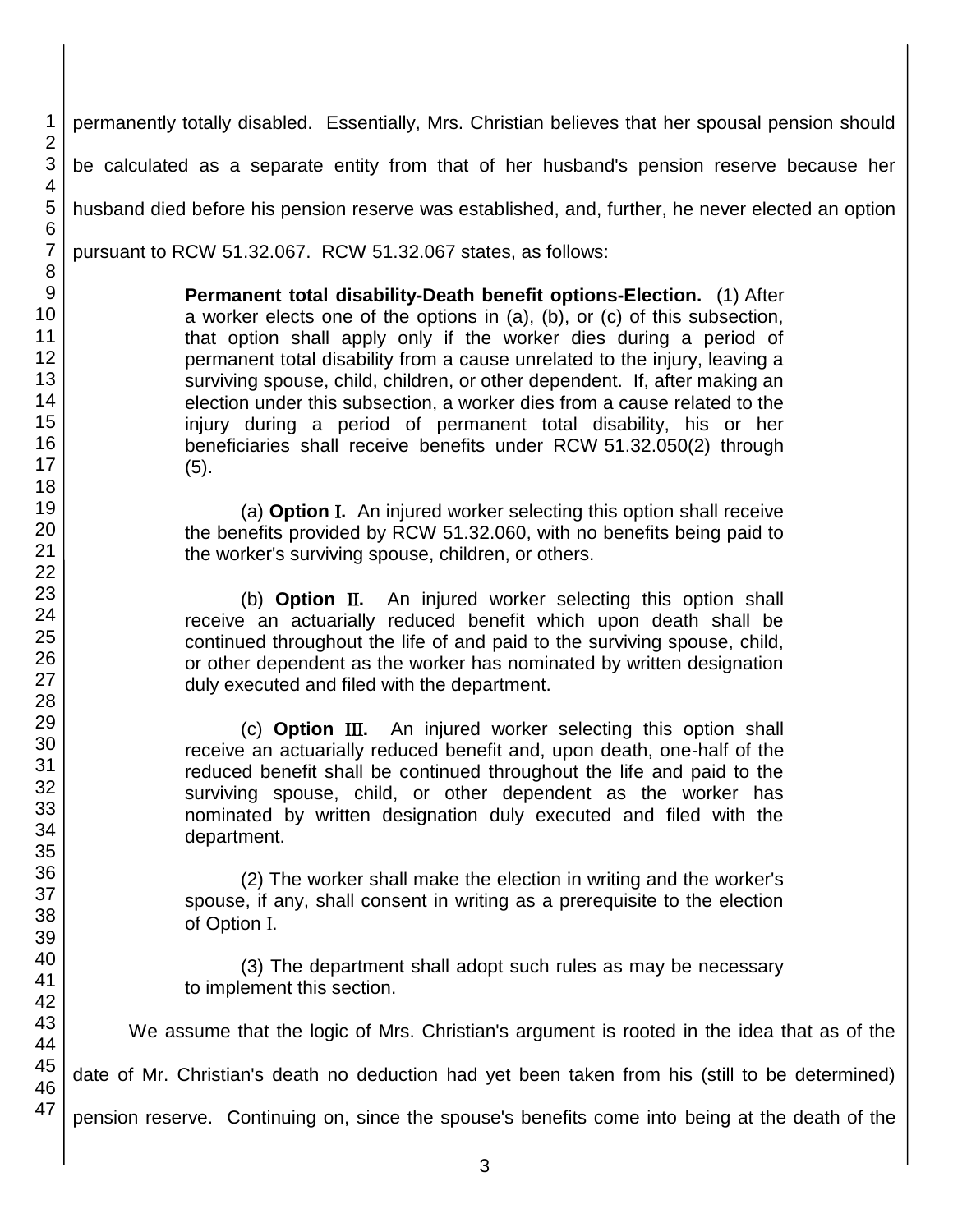permanently totally disabled. Essentially, Mrs. Christian believes that her spousal pension should be calculated as a separate entity from that of her husband's pension reserve because her husband died before his pension reserve was established, and, further, he never elected an option pursuant to RCW 51.32.067. RCW 51.32.067 states, as follows:

> **Permanent total disability-Death benefit options-Election.** (1) After a worker elects one of the options in (a), (b), or (c) of this subsection, that option shall apply only if the worker dies during a period of permanent total disability from a cause unrelated to the injury, leaving a surviving spouse, child, children, or other dependent. If, after making an election under this subsection, a worker dies from a cause related to the injury during a period of permanent total disability, his or her beneficiaries shall receive benefits under RCW 51.32.050(2) through (5).
>
> (a) **Option I.** An injured worker selecting this option shall receive the benefits provided by RCW 51.32.060, with no benefits being paid to the worker's surviving spouse, children, or others.
>
> (b) **Option II.** An injured worker selecting this option shall receive an actuarially reduced benefit which upon death shall be continued throughout the life of and paid to the surviving spouse, child, or other dependent as the worker has nominated by written designation duly executed and filed with the department.
>
> (c) **Option III.** An injured worker selecting this option shall receive an actuarially reduced benefit and, upon death, one-half of the reduced benefit shall be continued throughout the life and paid to the surviving spouse, child, or other dependent as the worker has nominated by written designation duly executed and filed with the department.
>
> (2) The worker shall make the election in writing and the worker's spouse, if any, shall consent in writing as a prerequisite to the election of Option I.
>
> (3) The department shall adopt such rules as may be necessary to implement this section.

We assume that the logic of Mrs. Christian's argument is rooted in the idea that as of the date of Mr. Christian's death no deduction had yet been taken from his (still to be determined) pension reserve. Continuing on, since the spouse's benefits come into being at the death of the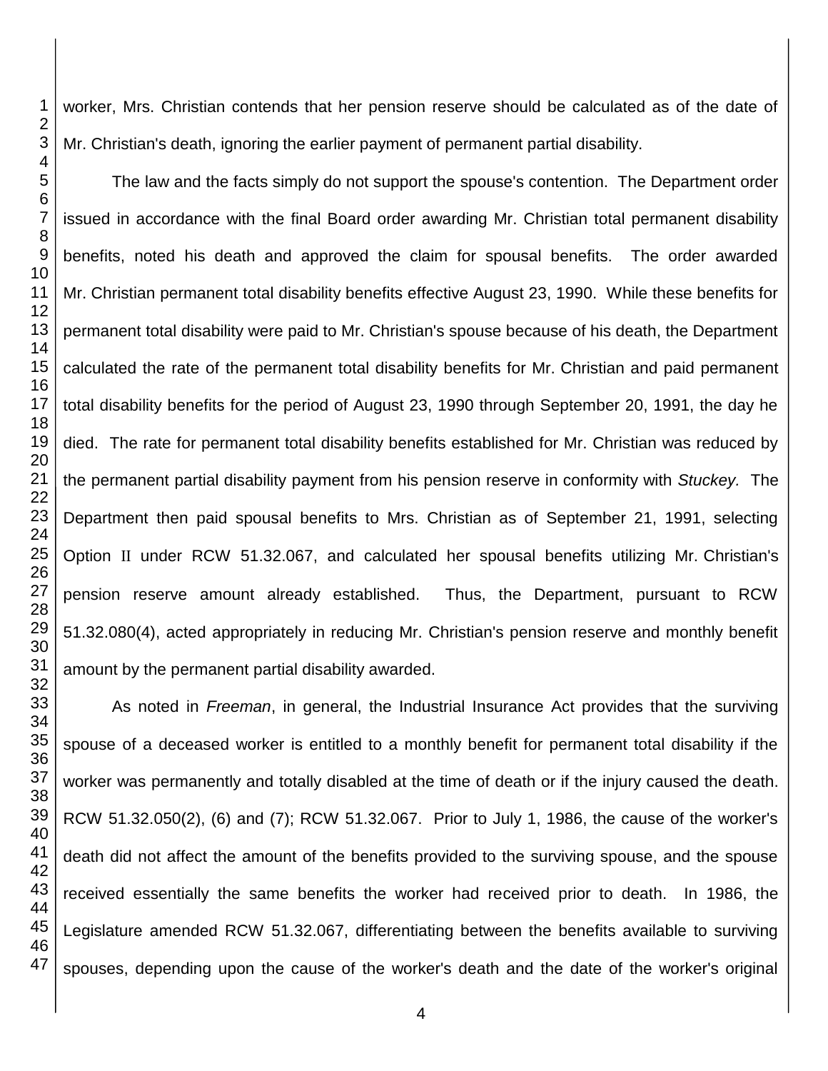worker, Mrs. Christian contends that her pension reserve should be calculated as of the date of Mr. Christian's death, ignoring the earlier payment of permanent partial disability.

The law and the facts simply do not support the spouse's contention. The Department order issued in accordance with the final Board order awarding Mr. Christian total permanent disability benefits, noted his death and approved the claim for spousal benefits. The order awarded Mr. Christian permanent total disability benefits effective August 23, 1990. While these benefits for permanent total disability were paid to Mr. Christian's spouse because of his death, the Department calculated the rate of the permanent total disability benefits for Mr. Christian and paid permanent total disability benefits for the period of August 23, 1990 through September 20, 1991, the day he died. The rate for permanent total disability benefits established for Mr. Christian was reduced by the permanent partial disability payment from his pension reserve in conformity with *Stuckey.* The Department then paid spousal benefits to Mrs. Christian as of September 21, 1991, selecting Option II under RCW 51.32.067, and calculated her spousal benefits utilizing Mr. Christian's pension reserve amount already established. Thus, the Department, pursuant to RCW 51.32.080(4), acted appropriately in reducing Mr. Christian's pension reserve and monthly benefit amount by the permanent partial disability awarded.

As noted in *Freeman*, in general, the Industrial Insurance Act provides that the surviving spouse of a deceased worker is entitled to a monthly benefit for permanent total disability if the worker was permanently and totally disabled at the time of death or if the injury caused the death. RCW 51.32.050(2), (6) and (7); RCW 51.32.067. Prior to July 1, 1986, the cause of the worker's death did not affect the amount of the benefits provided to the surviving spouse, and the spouse received essentially the same benefits the worker had received prior to death. In 1986, the Legislature amended RCW 51.32.067, differentiating between the benefits available to surviving spouses, depending upon the cause of the worker's death and the date of the worker's original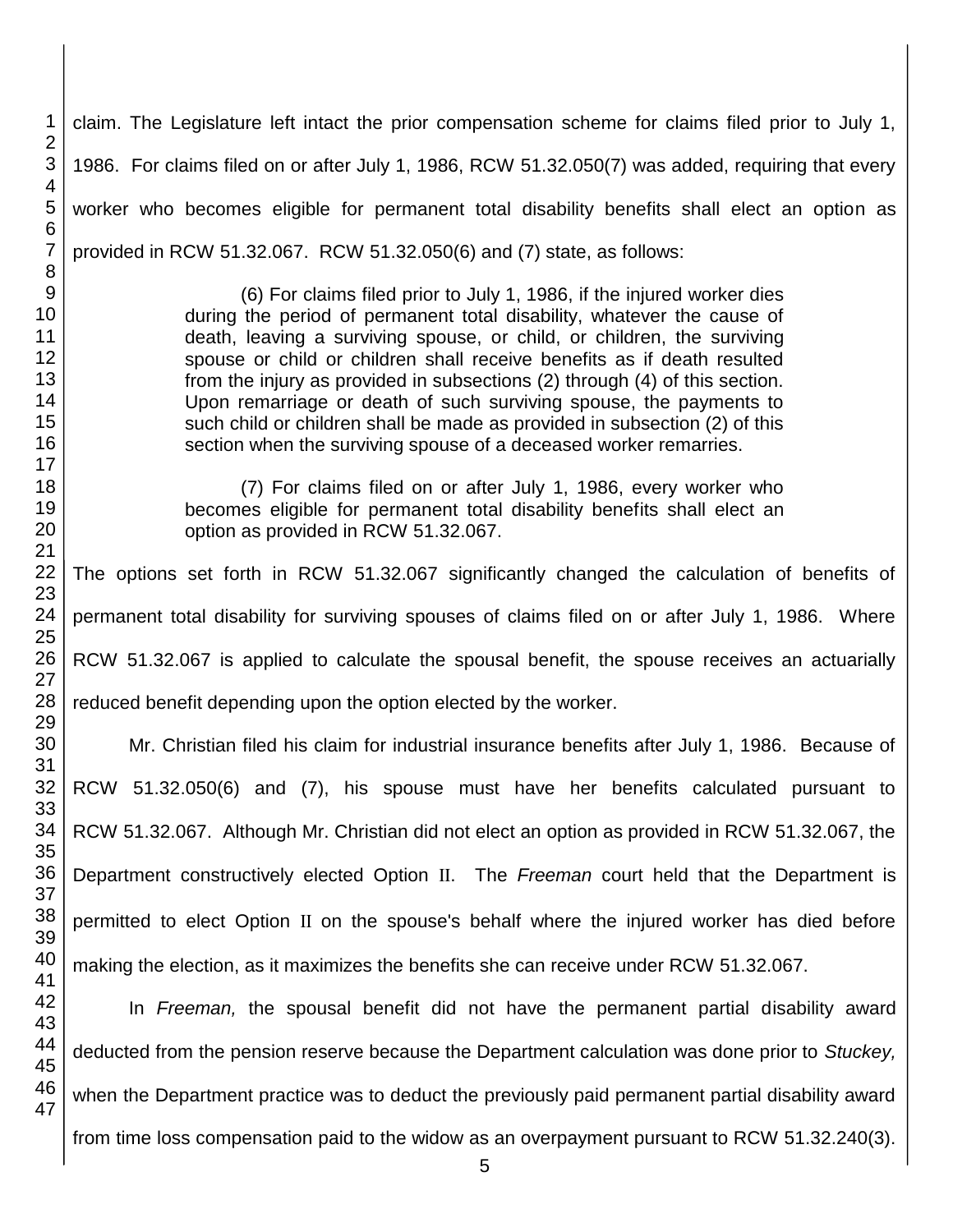claim. The Legislature left intact the prior compensation scheme for claims filed prior to July 1, 1986. For claims filed on or after July 1, 1986, RCW 51.32.050(7) was added, requiring that every worker who becomes eligible for permanent total disability benefits shall elect an option as provided in RCW 51.32.067. RCW 51.32.050(6) and (7) state, as follows:

> (6) For claims filed prior to July 1, 1986, if the injured worker dies during the period of permanent total disability, whatever the cause of death, leaving a surviving spouse, or child, or children, the surviving spouse or child or children shall receive benefits as if death resulted from the injury as provided in subsections (2) through (4) of this section. Upon remarriage or death of such surviving spouse, the payments to such child or children shall be made as provided in subsection (2) of this section when the surviving spouse of a deceased worker remarries.
>
> (7) For claims filed on or after July 1, 1986, every worker who becomes eligible for permanent total disability benefits shall elect an option as provided in RCW 51.32.067.

The options set forth in RCW 51.32.067 significantly changed the calculation of benefits of permanent total disability for surviving spouses of claims filed on or after July 1, 1986. Where RCW 51.32.067 is applied to calculate the spousal benefit, the spouse receives an actuarially reduced benefit depending upon the option elected by the worker.

Mr. Christian filed his claim for industrial insurance benefits after July 1, 1986. Because of RCW 51.32.050(6) and (7), his spouse must have her benefits calculated pursuant to RCW 51.32.067. Although Mr. Christian did not elect an option as provided in RCW 51.32.067, the Department constructively elected Option II. The *Freeman* court held that the Department is permitted to elect Option II on the spouse's behalf where the injured worker has died before making the election, as it maximizes the benefits she can receive under RCW 51.32.067.

In *Freeman,* the spousal benefit did not have the permanent partial disability award deducted from the pension reserve because the Department calculation was done prior to *Stuckey,* when the Department practice was to deduct the previously paid permanent partial disability award from time loss compensation paid to the widow as an overpayment pursuant to RCW 51.32.240(3).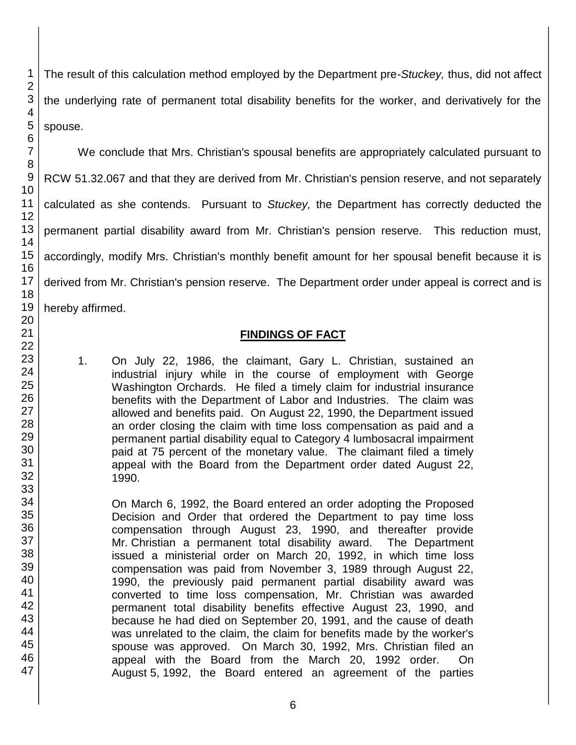The result of this calculation method employed by the Department pre-*Stuckey,* thus, did not affect the underlying rate of permanent total disability benefits for the worker, and derivatively for the spouse.

We conclude that Mrs. Christian's spousal benefits are appropriately calculated pursuant to RCW 51.32.067 and that they are derived from Mr. Christian's pension reserve, and not separately calculated as she contends. Pursuant to *Stuckey,* the Department has correctly deducted the permanent partial disability award from Mr. Christian's pension reserve. This reduction must, accordingly, modify Mrs. Christian's monthly benefit amount for her spousal benefit because it is derived from Mr. Christian's pension reserve. The Department order under appeal is correct and is hereby affirmed.

## FINDINGS OF FACT

1. On July 22, 1986, the claimant, Gary L. Christian, sustained an industrial injury while in the course of employment with George Washington Orchards. He filed a timely claim for industrial insurance benefits with the Department of Labor and Industries. The claim was allowed and benefits paid. On August 22, 1990, the Department issued an order closing the claim with time loss compensation as paid and a permanent partial disability equal to Category 4 lumbosacral impairment paid at 75 percent of the monetary value. The claimant filed a timely appeal with the Board from the Department order dated August 22, 1990.

   On March 6, 1992, the Board entered an order adopting the Proposed Decision and Order that ordered the Department to pay time loss compensation through August 23, 1990, and thereafter provide Mr. Christian a permanent total disability award. The Department issued a ministerial order on March 20, 1992, in which time loss compensation was paid from November 3, 1989 through August 22, 1990, the previously paid permanent partial disability award was converted to time loss compensation, Mr. Christian was awarded permanent total disability benefits effective August 23, 1990, and because he had died on September 20, 1991, and the cause of death was unrelated to the claim, the claim for benefits made by the worker's spouse was approved. On March 30, 1992, Mrs. Christian filed an appeal with the Board from the March 20, 1992 order. On August 5, 1992, the Board entered an agreement of the parties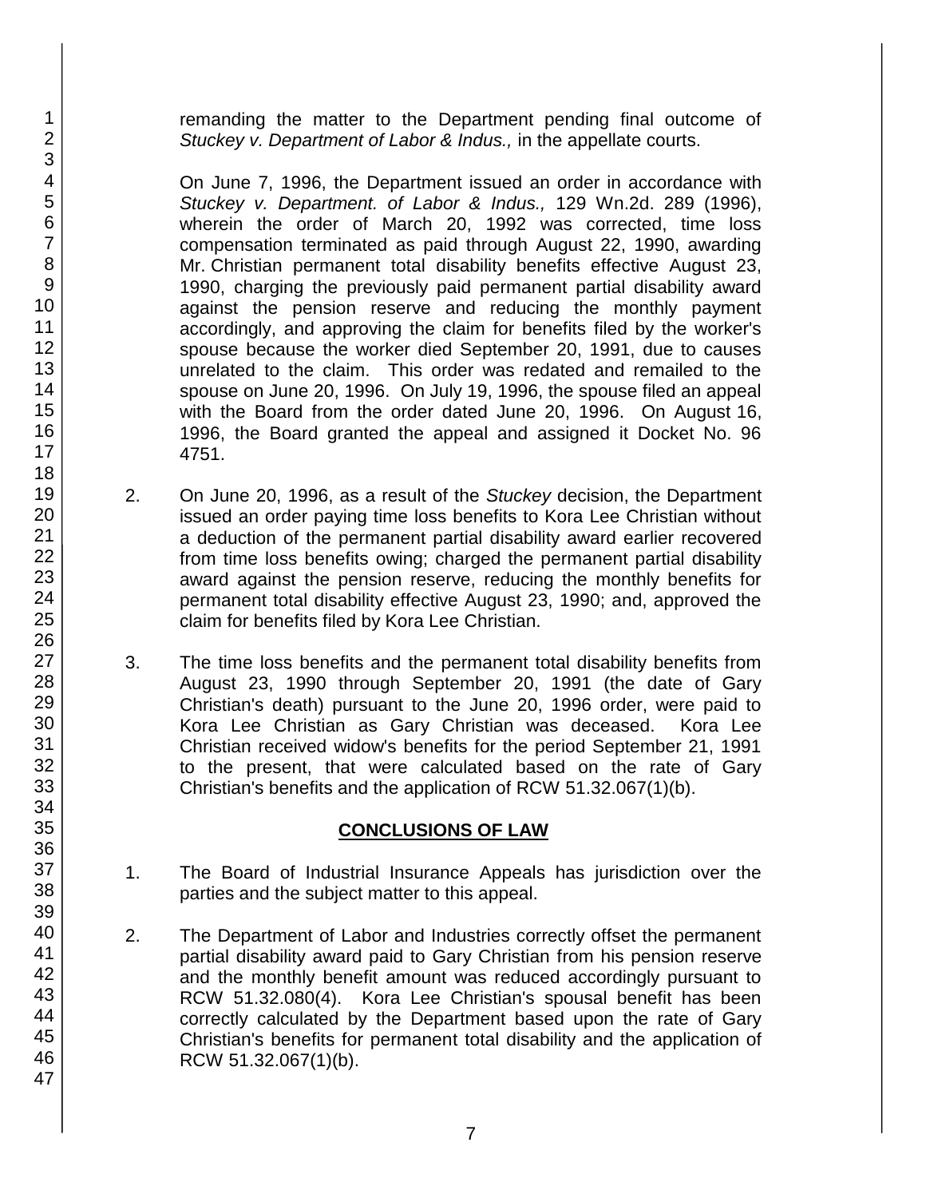remanding the matter to the Department pending final outcome of *Stuckey v. Department of Labor & Indus.,* in the appellate courts.

On June 7, 1996, the Department issued an order in accordance with *Stuckey v. Department. of Labor & Indus.,* 129 Wn.2d. 289 (1996), wherein the order of March 20, 1992 was corrected, time loss compensation terminated as paid through August 22, 1990, awarding Mr. Christian permanent total disability benefits effective August 23, 1990, charging the previously paid permanent partial disability award against the pension reserve and reducing the monthly payment accordingly, and approving the claim for benefits filed by the worker's spouse because the worker died September 20, 1991, due to causes unrelated to the claim. This order was redated and remailed to the spouse on June 20, 1996. On July 19, 1996, the spouse filed an appeal with the Board from the order dated June 20, 1996. On August 16, 1996, the Board granted the appeal and assigned it Docket No. 96 4751.

2. On June 20, 1996, as a result of the *Stuckey* decision, the Department issued an order paying time loss benefits to Kora Lee Christian without a deduction of the permanent partial disability award earlier recovered from time loss benefits owing; charged the permanent partial disability award against the pension reserve, reducing the monthly benefits for permanent total disability effective August 23, 1990; and, approved the claim for benefits filed by Kora Lee Christian.

3. The time loss benefits and the permanent total disability benefits from August 23, 1990 through September 20, 1991 (the date of Gary Christian's death) pursuant to the June 20, 1996 order, were paid to Kora Lee Christian as Gary Christian was deceased. Kora Lee Christian received widow's benefits for the period September 21, 1991 to the present, that were calculated based on the rate of Gary Christian's benefits and the application of RCW 51.32.067(1)(b).

## CONCLUSIONS OF LAW

1. The Board of Industrial Insurance Appeals has jurisdiction over the parties and the subject matter to this appeal.

2. The Department of Labor and Industries correctly offset the permanent partial disability award paid to Gary Christian from his pension reserve and the monthly benefit amount was reduced accordingly pursuant to RCW 51.32.080(4). Kora Lee Christian's spousal benefit has been correctly calculated by the Department based upon the rate of Gary Christian's benefits for permanent total disability and the application of RCW 51.32.067(1)(b).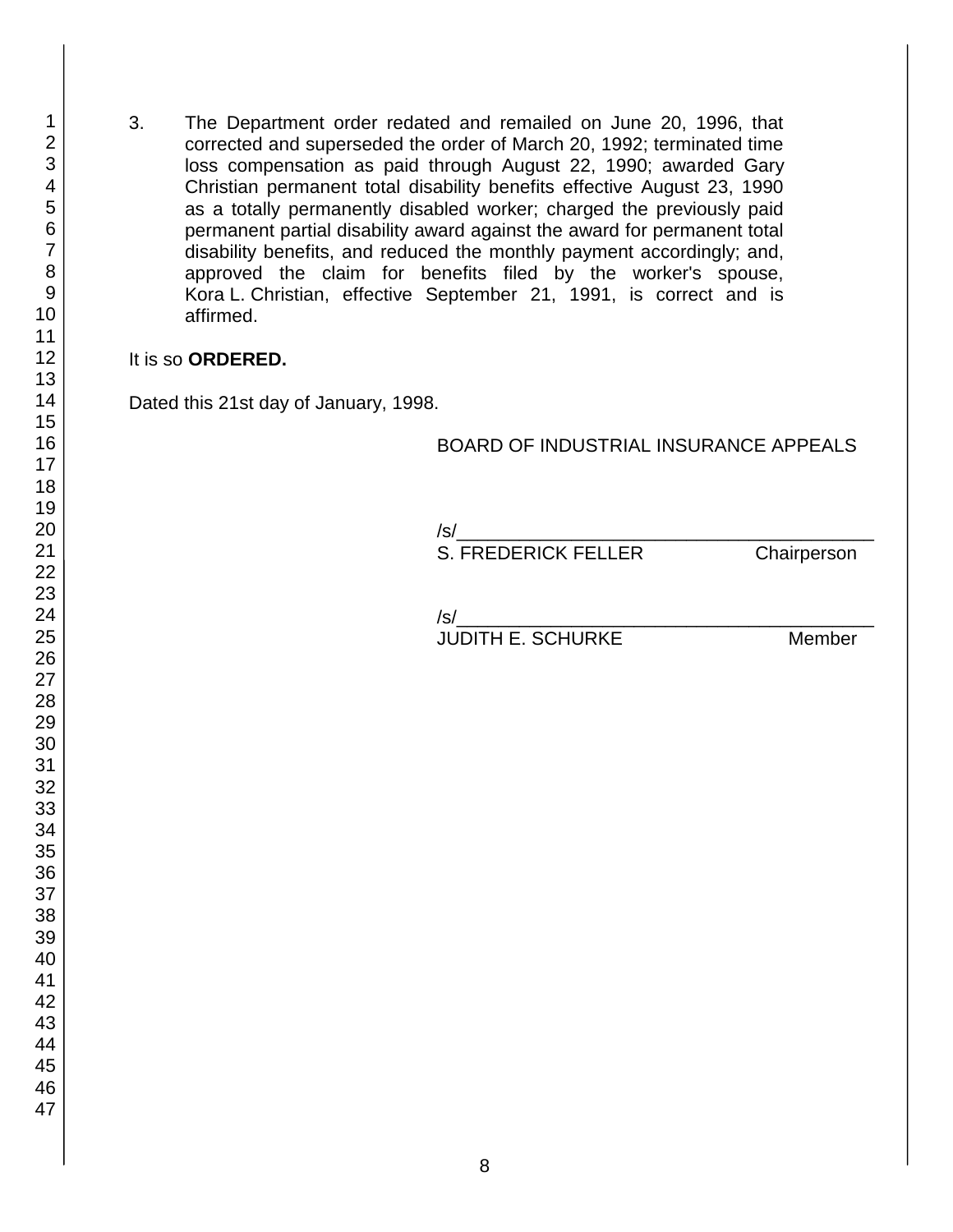3. The Department order redated and remailed on June 20, 1996, that corrected and superseded the order of March 20, 1992; terminated time loss compensation as paid through August 22, 1990; awarded Gary Christian permanent total disability benefits effective August 23, 1990 as a totally permanently disabled worker; charged the previously paid permanent partial disability award against the award for permanent total disability benefits, and reduced the monthly payment accordingly; and, approved the claim for benefits filed by the worker's spouse, Kora L. Christian, effective September 21, 1991, is correct and is affirmed.

It is so **ORDERED.**

Dated this 21st day of January, 1998.

BOARD OF INDUSTRIAL INSURANCE APPEALS

/s/________________________________________
S. FREDERICK FELLER Chairperson

/s/________________________________________
JUDITH E. SCHURKE Member